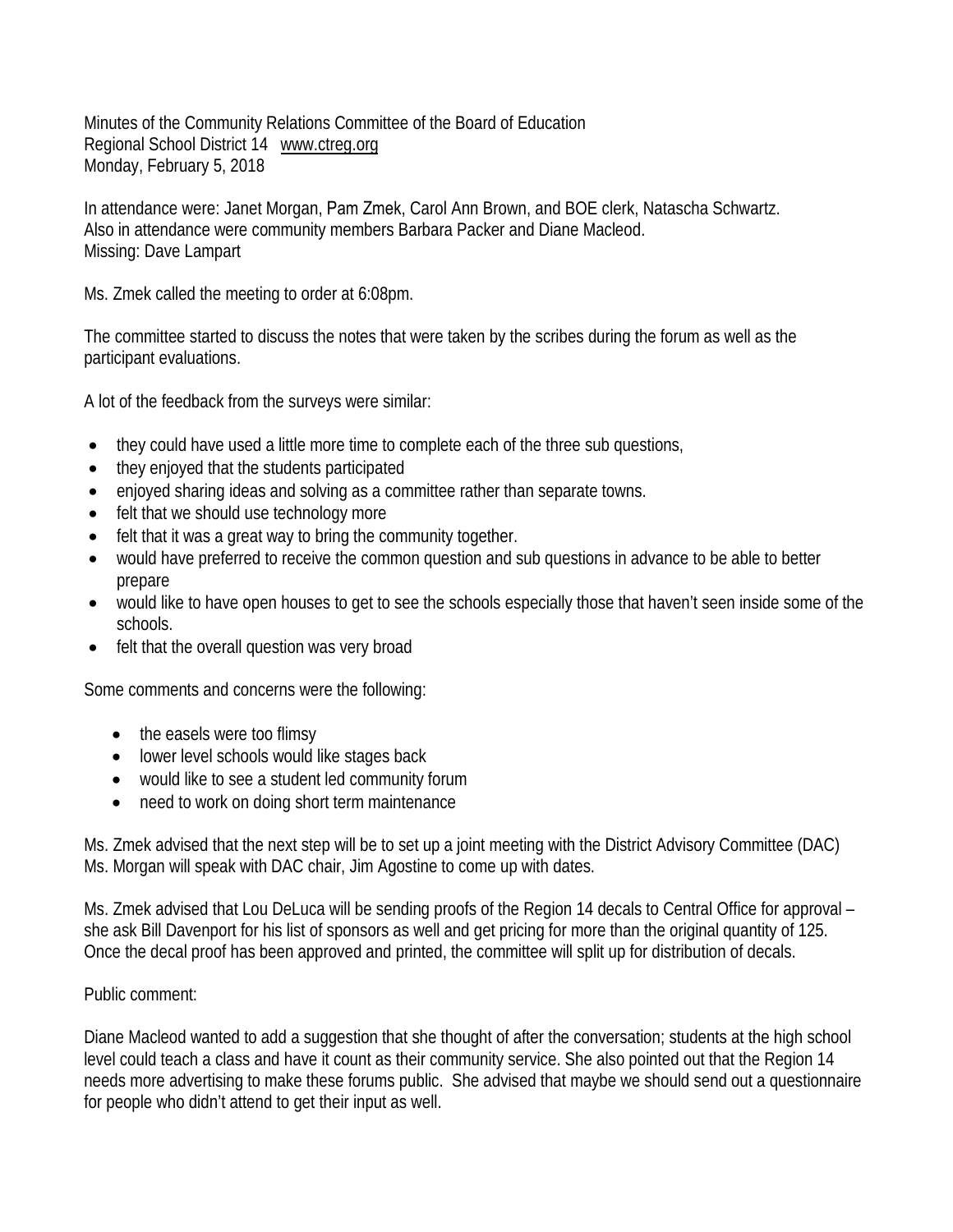Minutes of the Community Relations Committee of the Board of Education
Regional School District 14 www.ctreg.org
Monday, February 5, 2018

In attendance were: Janet Morgan, Pam Zmek, Carol Ann Brown, and BOE clerk, Natascha Schwartz.
Also in attendance were community members Barbara Packer and Diane Macleod.
Missing: Dave Lampart

Ms. Zmek called the meeting to order at 6:08pm.

The committee started to discuss the notes that were taken by the scribes during the forum as well as the participant evaluations.

A lot of the feedback from the surveys were similar:

- they could have used a little more time to complete each of the three sub questions,
- they enjoyed that the students participated
- enjoyed sharing ideas and solving as a committee rather than separate towns.
- felt that we should use technology more
- felt that it was a great way to bring the community together.
- would have preferred to receive the common question and sub questions in advance to be able to better prepare
- would like to have open houses to get to see the schools especially those that haven't seen inside some of the schools.
- felt that the overall question was very broad

Some comments and concerns were the following:

- the easels were too flimsy
- lower level schools would like stages back
- would like to see a student led community forum
- need to work on doing short term maintenance

Ms. Zmek advised that the next step will be to set up a joint meeting with the District Advisory Committee (DAC) Ms. Morgan will speak with DAC chair, Jim Agostine to come up with dates.

Ms. Zmek advised that Lou DeLuca will be sending proofs of the Region 14 decals to Central Office for approval – she ask Bill Davenport for his list of sponsors as well and get pricing for more than the original quantity of 125. Once the decal proof has been approved and printed, the committee will split up for distribution of decals.

Public comment:

Diane Macleod wanted to add a suggestion that she thought of after the conversation; students at the high school level could teach a class and have it count as their community service. She also pointed out that the Region 14 needs more advertising to make these forums public. She advised that maybe we should send out a questionnaire for people who didn't attend to get their input as well.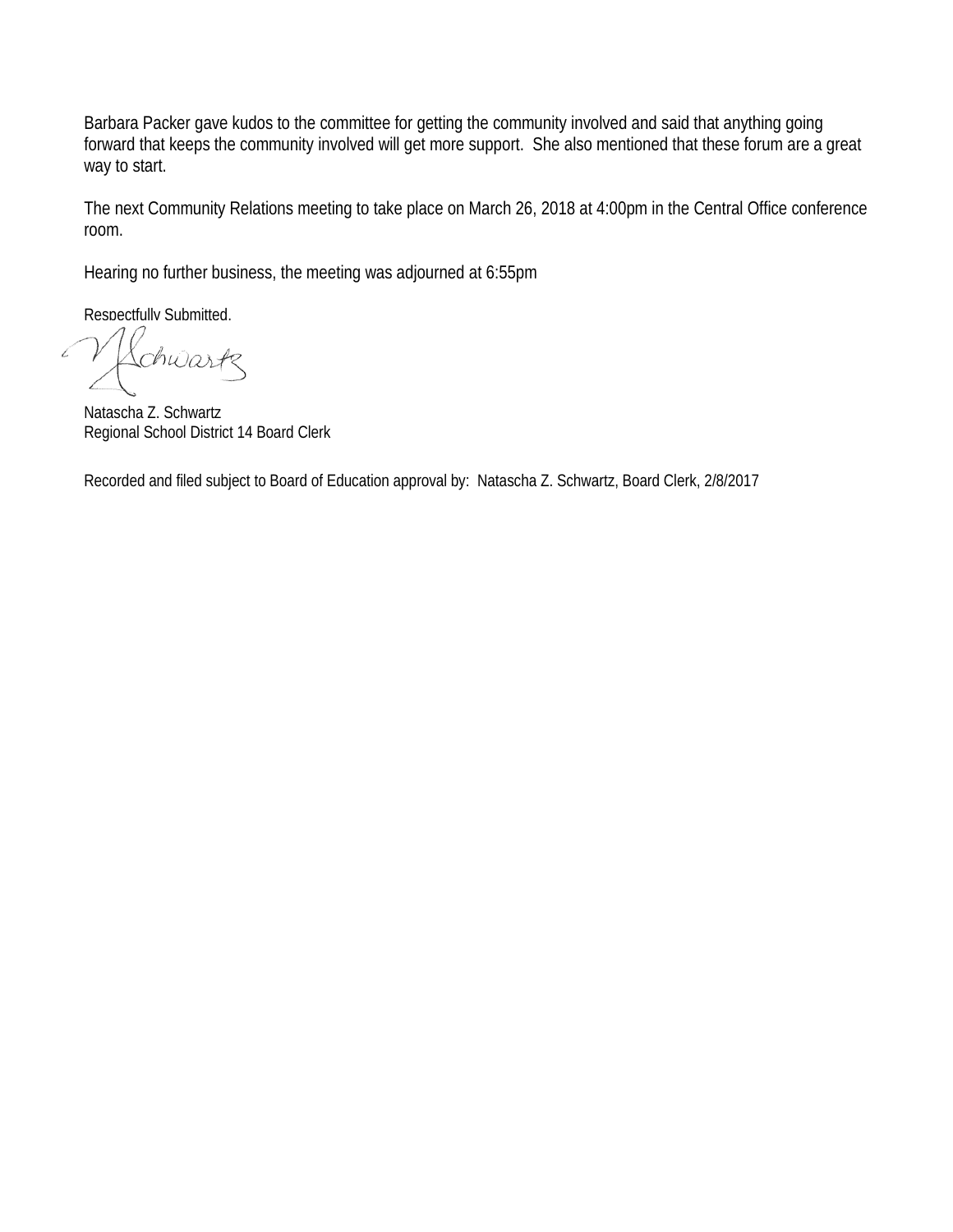Barbara Packer gave kudos to the committee for getting the community involved and said that anything going forward that keeps the community involved will get more support. She also mentioned that these forum are a great way to start.

The next Community Relations meeting to take place on March 26, 2018 at 4:00pm in the Central Office conference room.

Hearing no further business, the meeting was adjourned at 6:55pm

Respectfully Submitted,

Natascha Z. Schwartz
Regional School District 14 Board Clerk

Recorded and filed subject to Board of Education approval by: Natascha Z. Schwartz, Board Clerk, 2/8/2017